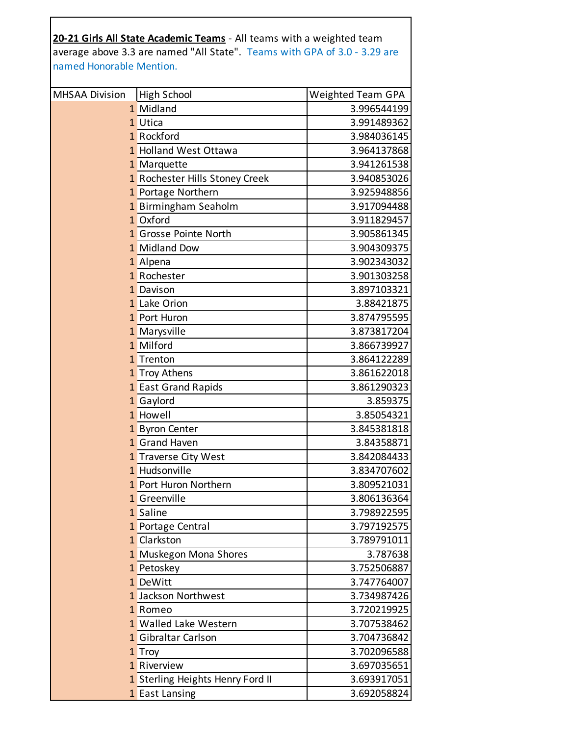**20-21 Girls All State Academic Teams** - All teams with a weighted team average above 3.3 are named "All State". Teams with GPA of 3.0 - 3.29 are named Honorable Mention.

| MHSAA Division | High School | Weighted Team GPA |
|---|---|---|
| 1 | Midland | 3.996544199 |
| 1 | Utica | 3.991489362 |
| 1 | Rockford | 3.984036145 |
| 1 | Holland West Ottawa | 3.964137868 |
| 1 | Marquette | 3.941261538 |
| 1 | Rochester Hills Stoney Creek | 3.940853026 |
| 1 | Portage Northern | 3.925948856 |
| 1 | Birmingham Seaholm | 3.917094488 |
| 1 | Oxford | 3.911829457 |
| 1 | Grosse Pointe North | 3.905861345 |
| 1 | Midland Dow | 3.904309375 |
| 1 | Alpena | 3.902343032 |
| 1 | Rochester | 3.901303258 |
| 1 | Davison | 3.897103321 |
| 1 | Lake Orion | 3.88421875 |
| 1 | Port Huron | 3.874795595 |
| 1 | Marysville | 3.873817204 |
| 1 | Milford | 3.866739927 |
| 1 | Trenton | 3.864122289 |
| 1 | Troy Athens | 3.861622018 |
| 1 | East Grand Rapids | 3.861290323 |
| 1 | Gaylord | 3.859375 |
| 1 | Howell | 3.85054321 |
| 1 | Byron Center | 3.845381818 |
| 1 | Grand Haven | 3.84358871 |
| 1 | Traverse City West | 3.842084433 |
| 1 | Hudsonville | 3.834707602 |
| 1 | Port Huron Northern | 3.809521031 |
| 1 | Greenville | 3.806136364 |
| 1 | Saline | 3.798922595 |
| 1 | Portage Central | 3.797192575 |
| 1 | Clarkston | 3.789791011 |
| 1 | Muskegon Mona Shores | 3.787638 |
| 1 | Petoskey | 3.752506887 |
| 1 | DeWitt | 3.747764007 |
| 1 | Jackson Northwest | 3.734987426 |
| 1 | Romeo | 3.720219925 |
| 1 | Walled Lake Western | 3.707538462 |
| 1 | Gibraltar Carlson | 3.704736842 |
| 1 | Troy | 3.702096588 |
| 1 | Riverview | 3.697035651 |
| 1 | Sterling Heights Henry Ford II | 3.693917051 |
| 1 | East Lansing | 3.692058824 |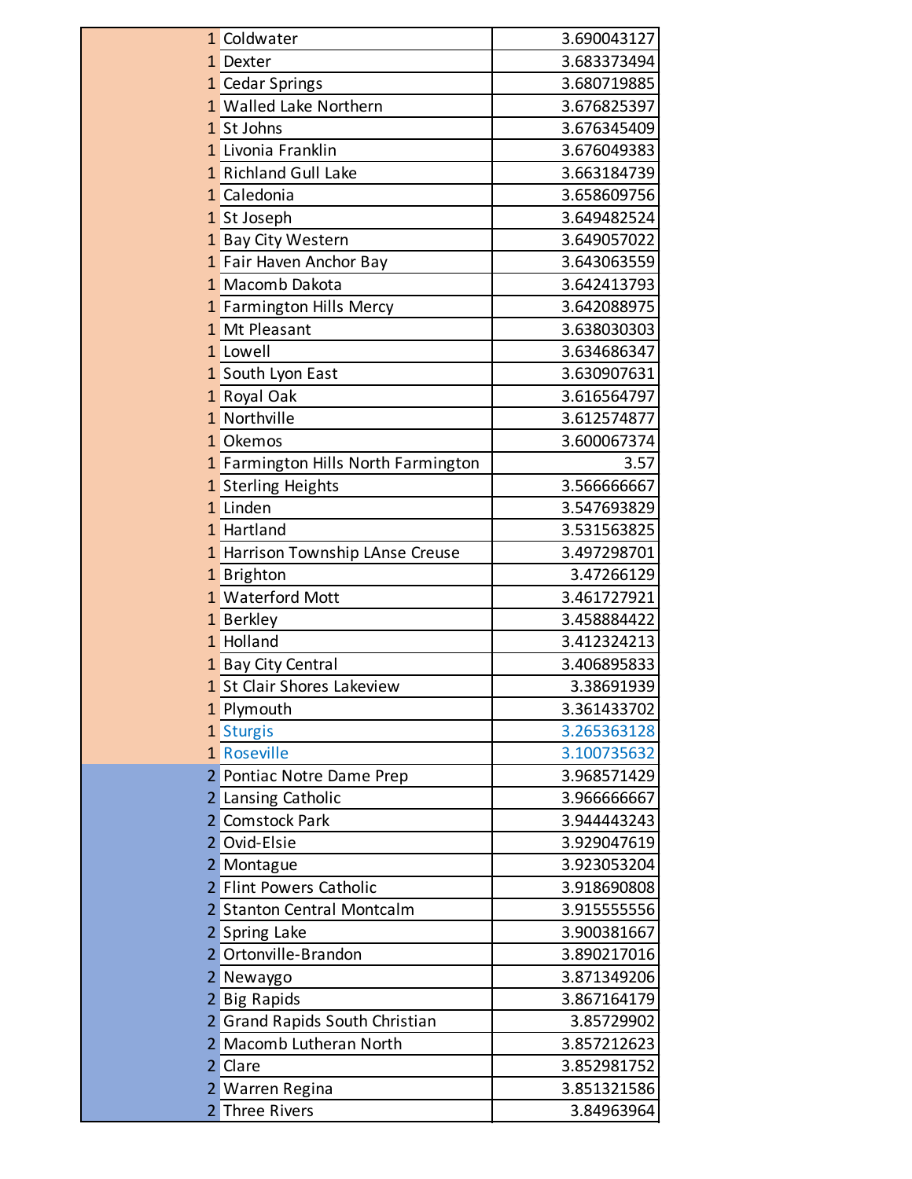| | | |
|---|---|---|
| 1 | Coldwater | 3.690043127 |
| 1 | Dexter | 3.683373494 |
| 1 | Cedar Springs | 3.680719885 |
| 1 | Walled Lake Northern | 3.676825397 |
| 1 | St Johns | 3.676345409 |
| 1 | Livonia Franklin | 3.676049383 |
| 1 | Richland Gull Lake | 3.663184739 |
| 1 | Caledonia | 3.658609756 |
| 1 | St Joseph | 3.649482524 |
| 1 | Bay City Western | 3.649057022 |
| 1 | Fair Haven Anchor Bay | 3.643063559 |
| 1 | Macomb Dakota | 3.642413793 |
| 1 | Farmington Hills Mercy | 3.642088975 |
| 1 | Mt Pleasant | 3.638030303 |
| 1 | Lowell | 3.634686347 |
| 1 | South Lyon East | 3.630907631 |
| 1 | Royal Oak | 3.616564797 |
| 1 | Northville | 3.612574877 |
| 1 | Okemos | 3.600067374 |
| 1 | Farmington Hills North Farmington | 3.57 |
| 1 | Sterling Heights | 3.566666667 |
| 1 | Linden | 3.547693829 |
| 1 | Hartland | 3.531563825 |
| 1 | Harrison Township LAnse Creuse | 3.497298701 |
| 1 | Brighton | 3.47266129 |
| 1 | Waterford Mott | 3.461727921 |
| 1 | Berkley | 3.458884422 |
| 1 | Holland | 3.412324213 |
| 1 | Bay City Central | 3.406895833 |
| 1 | St Clair Shores Lakeview | 3.38691939 |
| 1 | Plymouth | 3.361433702 |
| 1 | Sturgis | 3.265363128 |
| 1 | Roseville | 3.100735632 |
| 2 | Pontiac Notre Dame Prep | 3.968571429 |
| 2 | Lansing Catholic | 3.966666667 |
| 2 | Comstock Park | 3.944443243 |
| 2 | Ovid-Elsie | 3.929047619 |
| 2 | Montague | 3.923053204 |
| 2 | Flint Powers Catholic | 3.918690808 |
| 2 | Stanton Central Montcalm | 3.915555556 |
| 2 | Spring Lake | 3.900381667 |
| 2 | Ortonville-Brandon | 3.890217016 |
| 2 | Newaygo | 3.871349206 |
| 2 | Big Rapids | 3.867164179 |
| 2 | Grand Rapids South Christian | 3.85729902 |
| 2 | Macomb Lutheran North | 3.857212623 |
| 2 | Clare | 3.852981752 |
| 2 | Warren Regina | 3.851321586 |
| 2 | Three Rivers | 3.84963964 |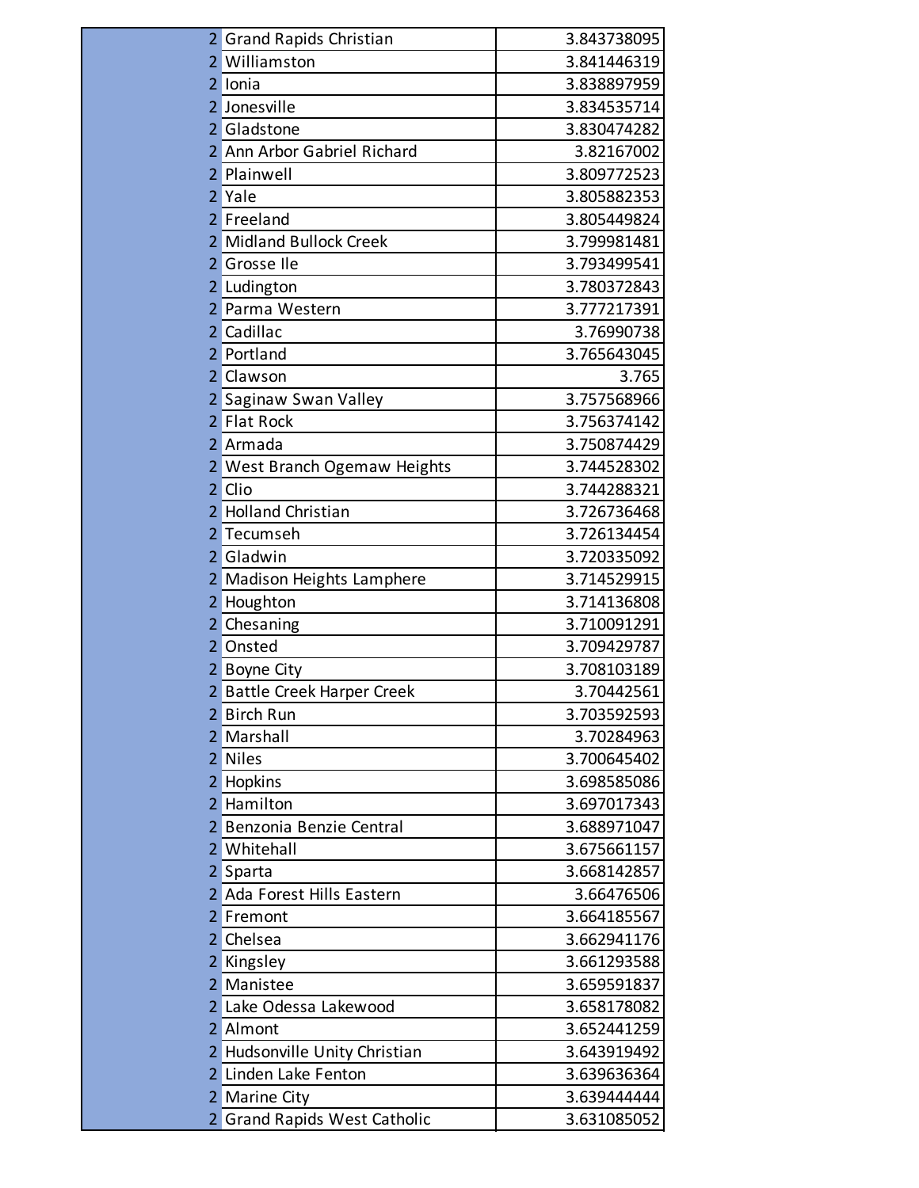| | | |
|---|---|---|
| 2 | Grand Rapids Christian | 3.843738095 |
| 2 | Williamston | 3.841446319 |
| 2 | Ionia | 3.838897959 |
| 2 | Jonesville | 3.834535714 |
| 2 | Gladstone | 3.830474282 |
| 2 | Ann Arbor Gabriel Richard | 3.82167002 |
| 2 | Plainwell | 3.809772523 |
| 2 | Yale | 3.805882353 |
| 2 | Freeland | 3.805449824 |
| 2 | Midland Bullock Creek | 3.799981481 |
| 2 | Grosse Ile | 3.793499541 |
| 2 | Ludington | 3.780372843 |
| 2 | Parma Western | 3.777217391 |
| 2 | Cadillac | 3.76990738 |
| 2 | Portland | 3.765643045 |
| 2 | Clawson | 3.765 |
| 2 | Saginaw Swan Valley | 3.757568966 |
| 2 | Flat Rock | 3.756374142 |
| 2 | Armada | 3.750874429 |
| 2 | West Branch Ogemaw Heights | 3.744528302 |
| 2 | Clio | 3.744288321 |
| 2 | Holland Christian | 3.726736468 |
| 2 | Tecumseh | 3.726134454 |
| 2 | Gladwin | 3.720335092 |
| 2 | Madison Heights Lamphere | 3.714529915 |
| 2 | Houghton | 3.714136808 |
| 2 | Chesaning | 3.710091291 |
| 2 | Onsted | 3.709429787 |
| 2 | Boyne City | 3.708103189 |
| 2 | Battle Creek Harper Creek | 3.70442561 |
| 2 | Birch Run | 3.703592593 |
| 2 | Marshall | 3.70284963 |
| 2 | Niles | 3.700645402 |
| 2 | Hopkins | 3.698585086 |
| 2 | Hamilton | 3.697017343 |
| 2 | Benzonia Benzie Central | 3.688971047 |
| 2 | Whitehall | 3.675661157 |
| 2 | Sparta | 3.668142857 |
| 2 | Ada Forest Hills Eastern | 3.66476506 |
| 2 | Fremont | 3.664185567 |
| 2 | Chelsea | 3.662941176 |
| 2 | Kingsley | 3.661293588 |
| 2 | Manistee | 3.659591837 |
| 2 | Lake Odessa Lakewood | 3.658178082 |
| 2 | Almont | 3.652441259 |
| 2 | Hudsonville Unity Christian | 3.643919492 |
| 2 | Linden Lake Fenton | 3.639636364 |
| 2 | Marine City | 3.639444444 |
| 2 | Grand Rapids West Catholic | 3.631085052 |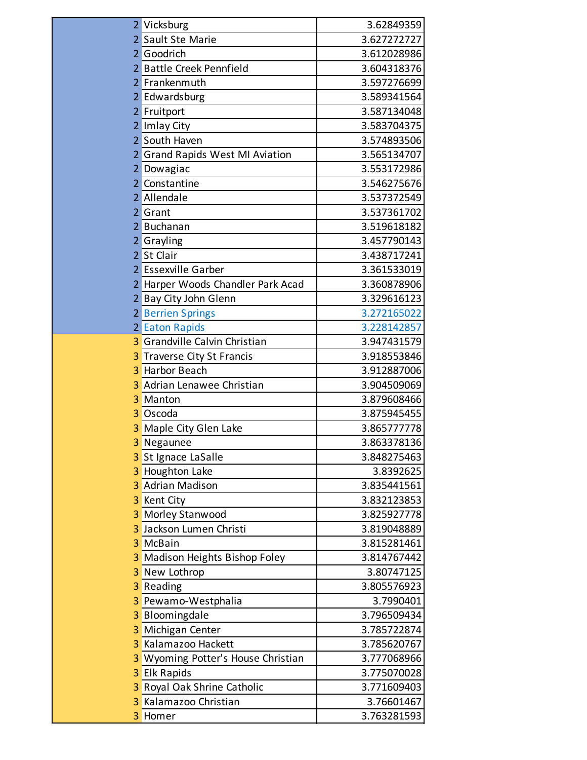| | | |
|---|---|---|
| 2 | Vicksburg | 3.62849359 |
| 2 | Sault Ste Marie | 3.627272727 |
| 2 | Goodrich | 3.612028986 |
| 2 | Battle Creek Pennfield | 3.604318376 |
| 2 | Frankenmuth | 3.597276699 |
| 2 | Edwardsburg | 3.589341564 |
| 2 | Fruitport | 3.587134048 |
| 2 | Imlay City | 3.583704375 |
| 2 | South Haven | 3.574893506 |
| 2 | Grand Rapids West MI Aviation | 3.565134707 |
| 2 | Dowagiac | 3.553172986 |
| 2 | Constantine | 3.546275676 |
| 2 | Allendale | 3.537372549 |
| 2 | Grant | 3.537361702 |
| 2 | Buchanan | 3.519618182 |
| 2 | Grayling | 3.457790143 |
| 2 | St Clair | 3.438717241 |
| 2 | Essexville Garber | 3.361533019 |
| 2 | Harper Woods Chandler Park Acad | 3.360878906 |
| 2 | Bay City John Glenn | 3.329616123 |
| 2 | Berrien Springs | 3.272165022 |
| 2 | Eaton Rapids | 3.228142857 |
| 3 | Grandville Calvin Christian | 3.947431579 |
| 3 | Traverse City St Francis | 3.918553846 |
| 3 | Harbor Beach | 3.912887006 |
| 3 | Adrian Lenawee Christian | 3.904509069 |
| 3 | Manton | 3.879608466 |
| 3 | Oscoda | 3.875945455 |
| 3 | Maple City Glen Lake | 3.865777778 |
| 3 | Negaunee | 3.863378136 |
| 3 | St Ignace LaSalle | 3.848275463 |
| 3 | Houghton Lake | 3.8392625 |
| 3 | Adrian Madison | 3.835441561 |
| 3 | Kent City | 3.832123853 |
| 3 | Morley Stanwood | 3.825927778 |
| 3 | Jackson Lumen Christi | 3.819048889 |
| 3 | McBain | 3.815281461 |
| 3 | Madison Heights Bishop Foley | 3.814767442 |
| 3 | New Lothrop | 3.80747125 |
| 3 | Reading | 3.805576923 |
| 3 | Pewamo-Westphalia | 3.7990401 |
| 3 | Bloomingdale | 3.796509434 |
| 3 | Michigan Center | 3.785722874 |
| 3 | Kalamazoo Hackett | 3.785620767 |
| 3 | Wyoming Potter's House Christian | 3.777068966 |
| 3 | Elk Rapids | 3.775070028 |
| 3 | Royal Oak Shrine Catholic | 3.771609403 |
| 3 | Kalamazoo Christian | 3.76601467 |
| 3 | Homer | 3.763281593 |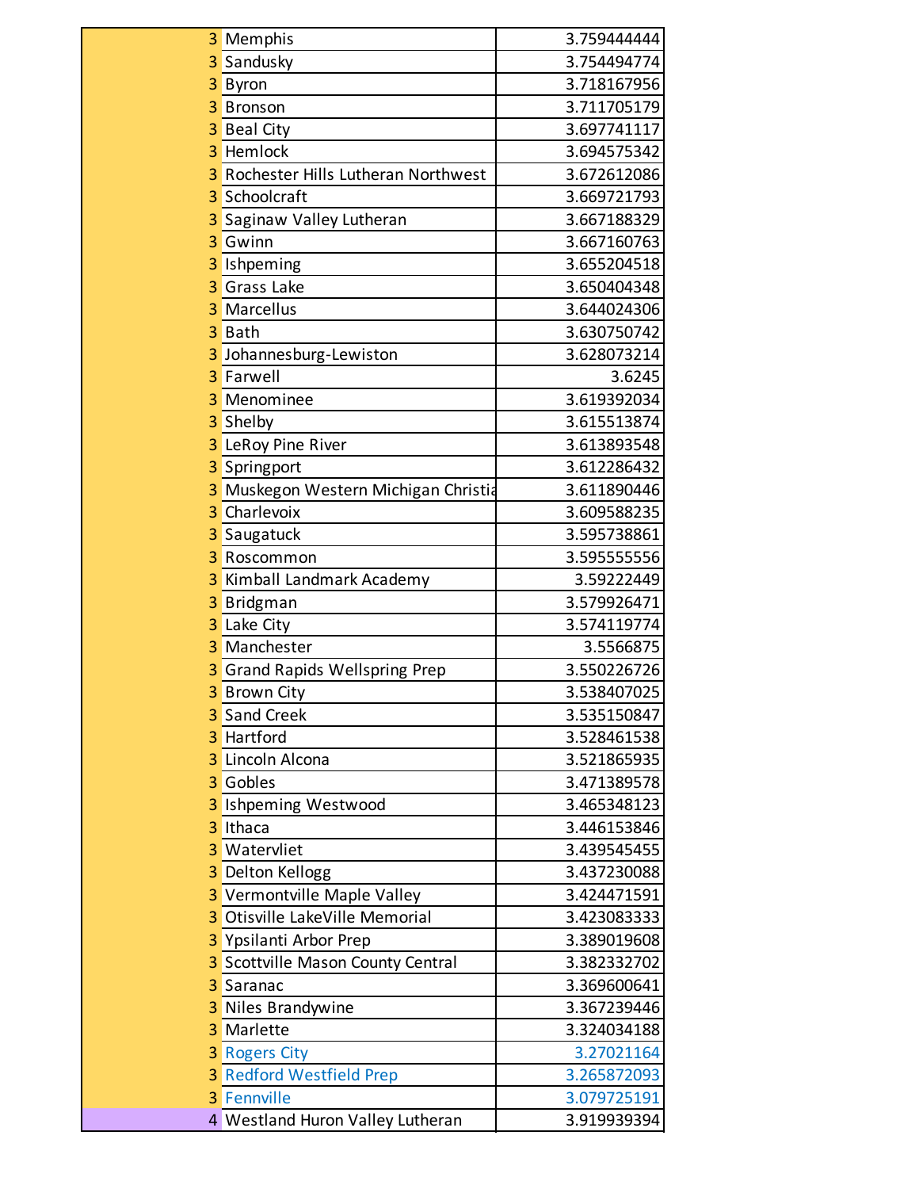| | | |
|---|---|---|
| 3 | Memphis | 3.759444444 |
| 3 | Sandusky | 3.754494774 |
| 3 | Byron | 3.718167956 |
| 3 | Bronson | 3.711705179 |
| 3 | Beal City | 3.697741117 |
| 3 | Hemlock | 3.694575342 |
| 3 | Rochester Hills Lutheran Northwest | 3.672612086 |
| 3 | Schoolcraft | 3.669721793 |
| 3 | Saginaw Valley Lutheran | 3.667188329 |
| 3 | Gwinn | 3.667160763 |
| 3 | Ishpeming | 3.655204518 |
| 3 | Grass Lake | 3.650404348 |
| 3 | Marcellus | 3.644024306 |
| 3 | Bath | 3.630750742 |
| 3 | Johannesburg-Lewiston | 3.628073214 |
| 3 | Farwell | 3.6245 |
| 3 | Menominee | 3.619392034 |
| 3 | Shelby | 3.615513874 |
| 3 | LeRoy Pine River | 3.613893548 |
| 3 | Springport | 3.612286432 |
| 3 | Muskegon Western Michigan Christia | 3.611890446 |
| 3 | Charlevoix | 3.609588235 |
| 3 | Saugatuck | 3.595738861 |
| 3 | Roscommon | 3.595555556 |
| 3 | Kimball Landmark Academy | 3.59222449 |
| 3 | Bridgman | 3.579926471 |
| 3 | Lake City | 3.574119774 |
| 3 | Manchester | 3.5566875 |
| 3 | Grand Rapids Wellspring Prep | 3.550226726 |
| 3 | Brown City | 3.538407025 |
| 3 | Sand Creek | 3.535150847 |
| 3 | Hartford | 3.528461538 |
| 3 | Lincoln Alcona | 3.521865935 |
| 3 | Gobles | 3.471389578 |
| 3 | Ishpeming Westwood | 3.465348123 |
| 3 | Ithaca | 3.446153846 |
| 3 | Watervliet | 3.439545455 |
| 3 | Delton Kellogg | 3.437230088 |
| 3 | Vermontville Maple Valley | 3.424471591 |
| 3 | Otisville LakeVille Memorial | 3.423083333 |
| 3 | Ypsilanti Arbor Prep | 3.389019608 |
| 3 | Scottville Mason County Central | 3.382332702 |
| 3 | Saranac | 3.369600641 |
| 3 | Niles Brandywine | 3.367239446 |
| 3 | Marlette | 3.324034188 |
| 3 | Rogers City | 3.27021164 |
| 3 | Redford Westfield Prep | 3.265872093 |
| 3 | Fennville | 3.079725191 |
| 4 | Westland Huron Valley Lutheran | 3.919939394 |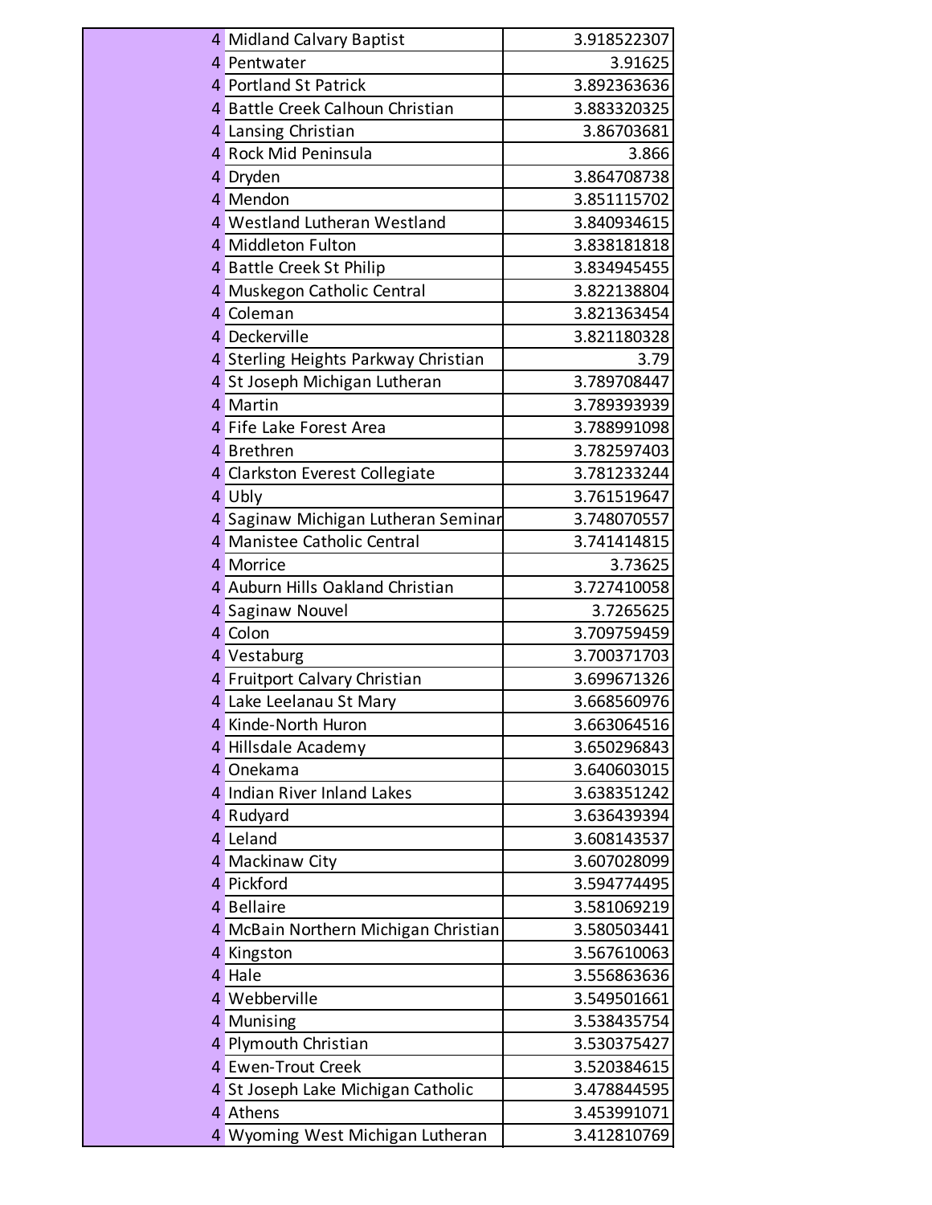| | | |
|---|---|---|
| 4 | Midland Calvary Baptist | 3.918522307 |
| 4 | Pentwater | 3.91625 |
| 4 | Portland St Patrick | 3.892363636 |
| 4 | Battle Creek Calhoun Christian | 3.883320325 |
| 4 | Lansing Christian | 3.86703681 |
| 4 | Rock Mid Peninsula | 3.866 |
| 4 | Dryden | 3.864708738 |
| 4 | Mendon | 3.851115702 |
| 4 | Westland Lutheran Westland | 3.840934615 |
| 4 | Middleton Fulton | 3.838181818 |
| 4 | Battle Creek St Philip | 3.834945455 |
| 4 | Muskegon Catholic Central | 3.822138804 |
| 4 | Coleman | 3.821363454 |
| 4 | Deckerville | 3.821180328 |
| 4 | Sterling Heights Parkway Christian | 3.79 |
| 4 | St Joseph Michigan Lutheran | 3.789708447 |
| 4 | Martin | 3.789393939 |
| 4 | Fife Lake Forest Area | 3.788991098 |
| 4 | Brethren | 3.782597403 |
| 4 | Clarkston Everest Collegiate | 3.781233244 |
| 4 | Ubly | 3.761519647 |
| 4 | Saginaw Michigan Lutheran Seminar | 3.748070557 |
| 4 | Manistee Catholic Central | 3.741414815 |
| 4 | Morrice | 3.73625 |
| 4 | Auburn Hills Oakland Christian | 3.727410058 |
| 4 | Saginaw Nouvel | 3.7265625 |
| 4 | Colon | 3.709759459 |
| 4 | Vestaburg | 3.700371703 |
| 4 | Fruitport Calvary Christian | 3.699671326 |
| 4 | Lake Leelanau St Mary | 3.668560976 |
| 4 | Kinde-North Huron | 3.663064516 |
| 4 | Hillsdale Academy | 3.650296843 |
| 4 | Onekama | 3.640603015 |
| 4 | Indian River Inland Lakes | 3.638351242 |
| 4 | Rudyard | 3.636439394 |
| 4 | Leland | 3.608143537 |
| 4 | Mackinaw City | 3.607028099 |
| 4 | Pickford | 3.594774495 |
| 4 | Bellaire | 3.581069219 |
| 4 | McBain Northern Michigan Christian | 3.580503441 |
| 4 | Kingston | 3.567610063 |
| 4 | Hale | 3.556863636 |
| 4 | Webberville | 3.549501661 |
| 4 | Munising | 3.538435754 |
| 4 | Plymouth Christian | 3.530375427 |
| 4 | Ewen-Trout Creek | 3.520384615 |
| 4 | St Joseph Lake Michigan Catholic | 3.478844595 |
| 4 | Athens | 3.453991071 |
| 4 | Wyoming West Michigan Lutheran | 3.412810769 |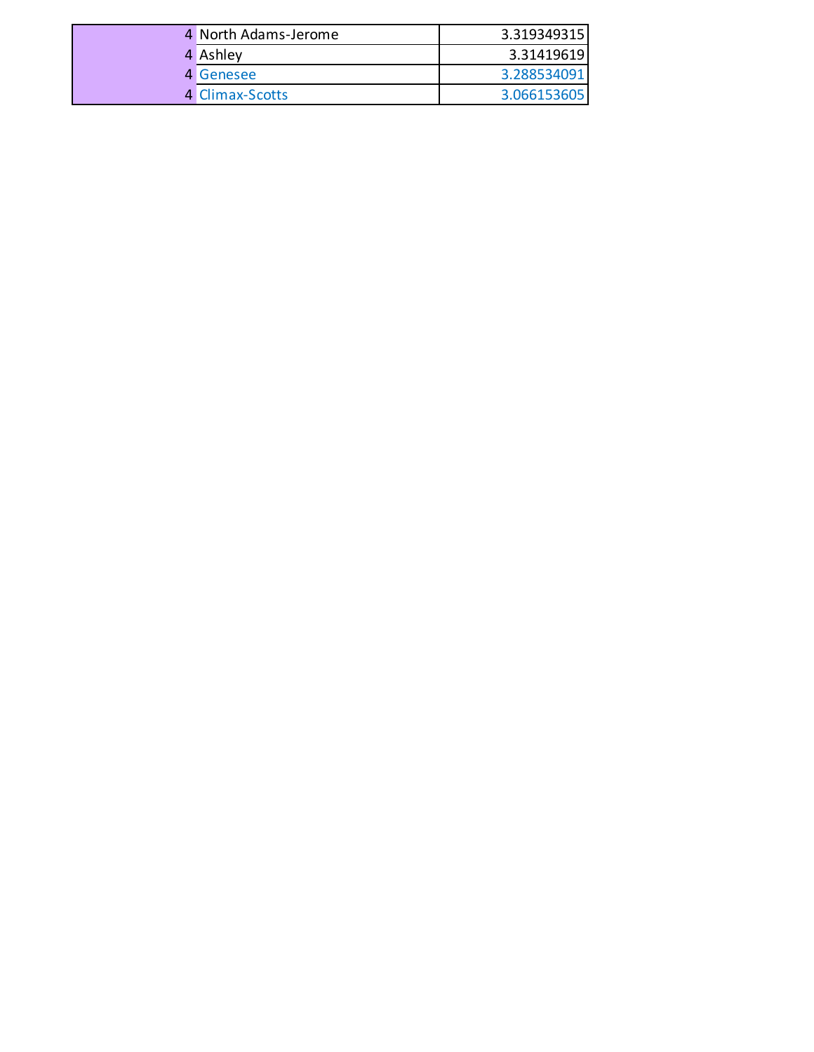| | | |
|---|---|---|
| 4 | North Adams-Jerome | 3.319349315 |
| 4 | Ashley | 3.31419619 |
| 4 | Genesee | 3.288534091 |
| 4 | Climax-Scotts | 3.066153605 |